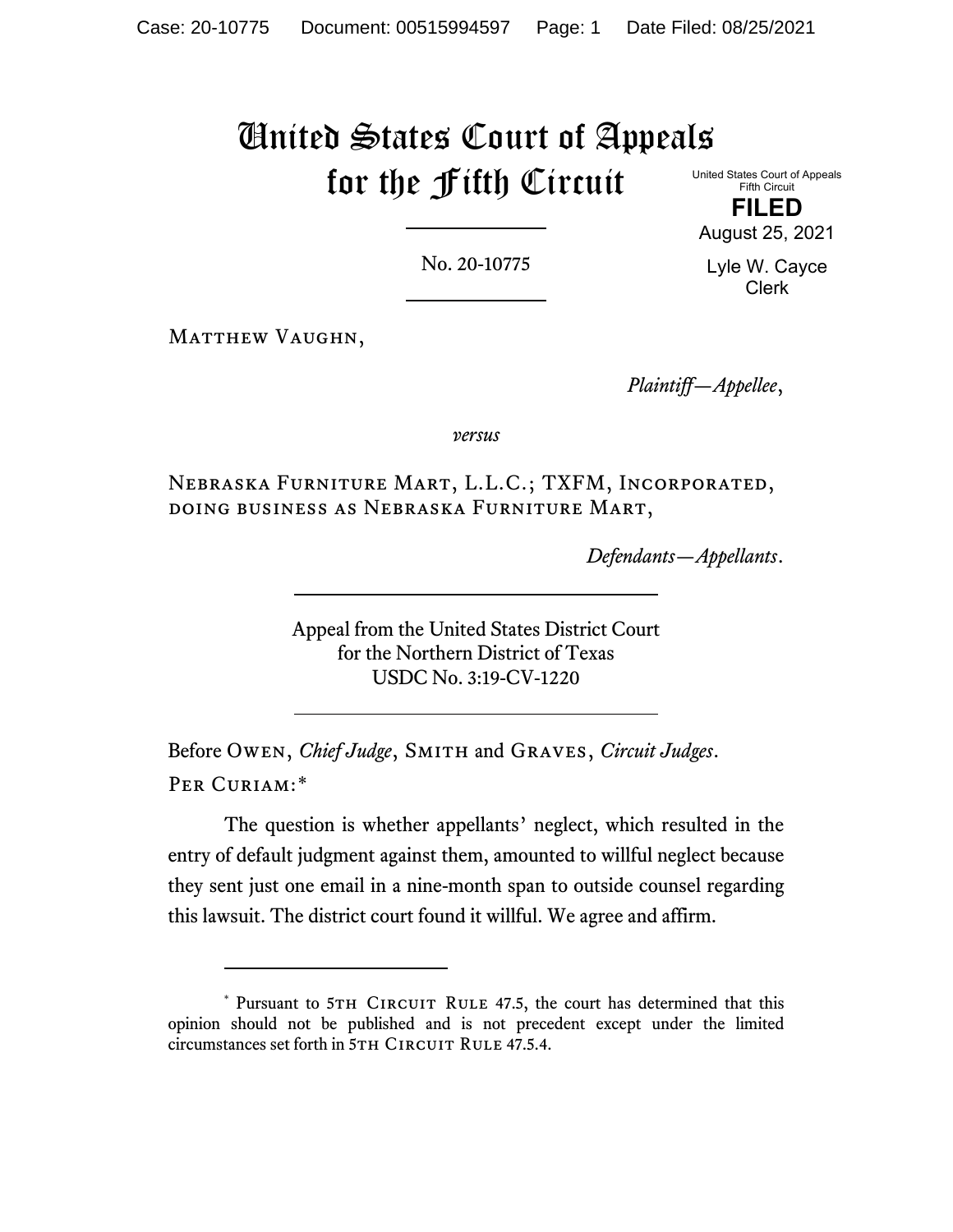# United States Court of Appeals for the Fifth Circuit

United States Court of Appeals
Fifth Circuit

**FILED**

August 25, 2021

Lyle W. Cayce
Clerk

No. 20-10775

Matthew Vaughn,

*Plaintiff—Appellee*,

*versus*

Nebraska Furniture Mart, L.L.C.; TXFM, Incorporated, doing business as Nebraska Furniture Mart,

*Defendants—Appellants*.

Appeal from the United States District Court
for the Northern District of Texas
USDC No. 3:19-CV-1220

Before Owen, *Chief Judge*, Smith and Graves, *Circuit Judges*.

Per Curiam:*

The question is whether appellants' neglect, which resulted in the entry of default judgment against them, amounted to willful neglect because they sent just one email in a nine-month span to outside counsel regarding this lawsuit. The district court found it willful. We agree and affirm.

---

* Pursuant to 5th Circuit Rule 47.5, the court has determined that this opinion should not be published and is not precedent except under the limited circumstances set forth in 5th Circuit Rule 47.5.4.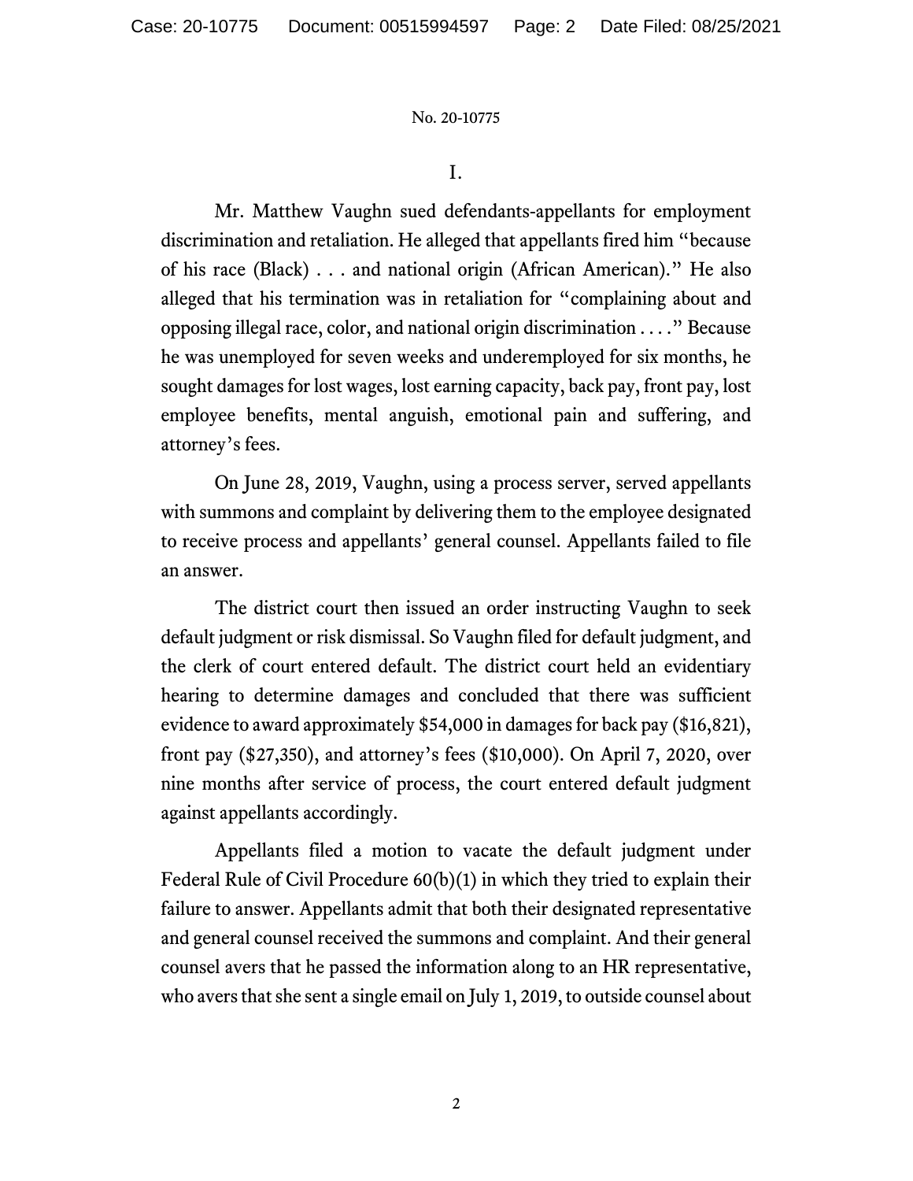I.

Mr. Matthew Vaughn sued defendants-appellants for employment discrimination and retaliation. He alleged that appellants fired him "because of his race (Black) . . . and national origin (African American)." He also alleged that his termination was in retaliation for "complaining about and opposing illegal race, color, and national origin discrimination . . . ." Because he was unemployed for seven weeks and underemployed for six months, he sought damages for lost wages, lost earning capacity, back pay, front pay, lost employee benefits, mental anguish, emotional pain and suffering, and attorney's fees.

On June 28, 2019, Vaughn, using a process server, served appellants with summons and complaint by delivering them to the employee designated to receive process and appellants' general counsel. Appellants failed to file an answer.

The district court then issued an order instructing Vaughn to seek default judgment or risk dismissal. So Vaughn filed for default judgment, and the clerk of court entered default. The district court held an evidentiary hearing to determine damages and concluded that there was sufficient evidence to award approximately $54,000 in damages for back pay ($16,821), front pay ($27,350), and attorney's fees ($10,000). On April 7, 2020, over nine months after service of process, the court entered default judgment against appellants accordingly.

Appellants filed a motion to vacate the default judgment under Federal Rule of Civil Procedure 60(b)(1) in which they tried to explain their failure to answer. Appellants admit that both their designated representative and general counsel received the summons and complaint. And their general counsel avers that he passed the information along to an HR representative, who avers that she sent a single email on July 1, 2019, to outside counsel about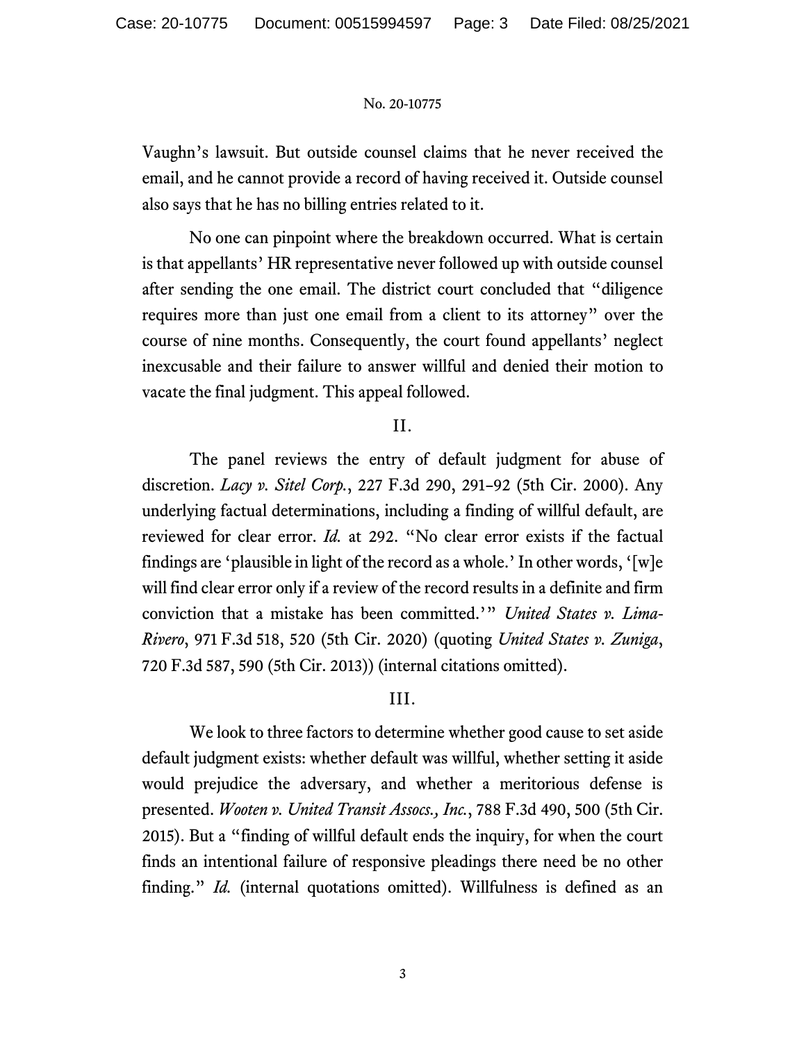Vaughn's lawsuit. But outside counsel claims that he never received the email, and he cannot provide a record of having received it. Outside counsel also says that he has no billing entries related to it.

No one can pinpoint where the breakdown occurred. What is certain is that appellants' HR representative never followed up with outside counsel after sending the one email. The district court concluded that "diligence requires more than just one email from a client to its attorney" over the course of nine months. Consequently, the court found appellants' neglect inexcusable and their failure to answer willful and denied their motion to vacate the final judgment. This appeal followed.

## II.

The panel reviews the entry of default judgment for abuse of discretion. *Lacy v. Sitel Corp.*, 227 F.3d 290, 291–92 (5th Cir. 2000). Any underlying factual determinations, including a finding of willful default, are reviewed for clear error. *Id.* at 292. "No clear error exists if the factual findings are 'plausible in light of the record as a whole.' In other words, '[w]e will find clear error only if a review of the record results in a definite and firm conviction that a mistake has been committed.'" *United States v. Lima-Rivero*, 971 F.3d 518, 520 (5th Cir. 2020) (quoting *United States v. Zuniga*, 720 F.3d 587, 590 (5th Cir. 2013)) (internal citations omitted).

## III.

We look to three factors to determine whether good cause to set aside default judgment exists: whether default was willful, whether setting it aside would prejudice the adversary, and whether a meritorious defense is presented. *Wooten v. United Transit Assocs., Inc.*, 788 F.3d 490, 500 (5th Cir. 2015). But a "finding of willful default ends the inquiry, for when the court finds an intentional failure of responsive pleadings there need be no other finding." *Id.* (internal quotations omitted). Willfulness is defined as an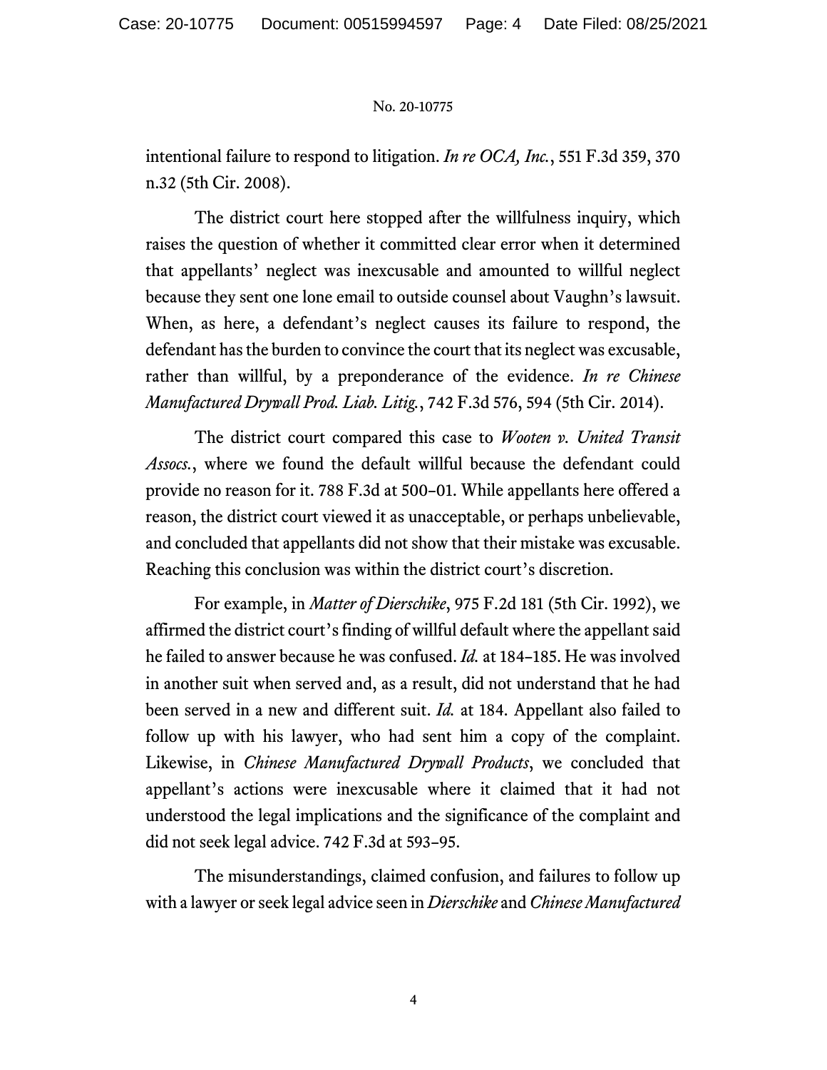intentional failure to respond to litigation. *In re OCA, Inc.*, 551 F.3d 359, 370 n.32 (5th Cir. 2008).

The district court here stopped after the willfulness inquiry, which raises the question of whether it committed clear error when it determined that appellants' neglect was inexcusable and amounted to willful neglect because they sent one lone email to outside counsel about Vaughn's lawsuit. When, as here, a defendant's neglect causes its failure to respond, the defendant has the burden to convince the court that its neglect was excusable, rather than willful, by a preponderance of the evidence. *In re Chinese Manufactured Drywall Prod. Liab. Litig.*, 742 F.3d 576, 594 (5th Cir. 2014).

The district court compared this case to *Wooten v. United Transit Assocs.*, where we found the default willful because the defendant could provide no reason for it. 788 F.3d at 500–01. While appellants here offered a reason, the district court viewed it as unacceptable, or perhaps unbelievable, and concluded that appellants did not show that their mistake was excusable. Reaching this conclusion was within the district court's discretion.

For example, in *Matter of Dierschike*, 975 F.2d 181 (5th Cir. 1992), we affirmed the district court's finding of willful default where the appellant said he failed to answer because he was confused. *Id.* at 184–185. He was involved in another suit when served and, as a result, did not understand that he had been served in a new and different suit. *Id.* at 184. Appellant also failed to follow up with his lawyer, who had sent him a copy of the complaint. Likewise, in *Chinese Manufactured Drywall Products*, we concluded that appellant's actions were inexcusable where it claimed that it had not understood the legal implications and the significance of the complaint and did not seek legal advice. 742 F.3d at 593–95.

The misunderstandings, claimed confusion, and failures to follow up with a lawyer or seek legal advice seen in *Dierschike* and *Chinese Manufactured*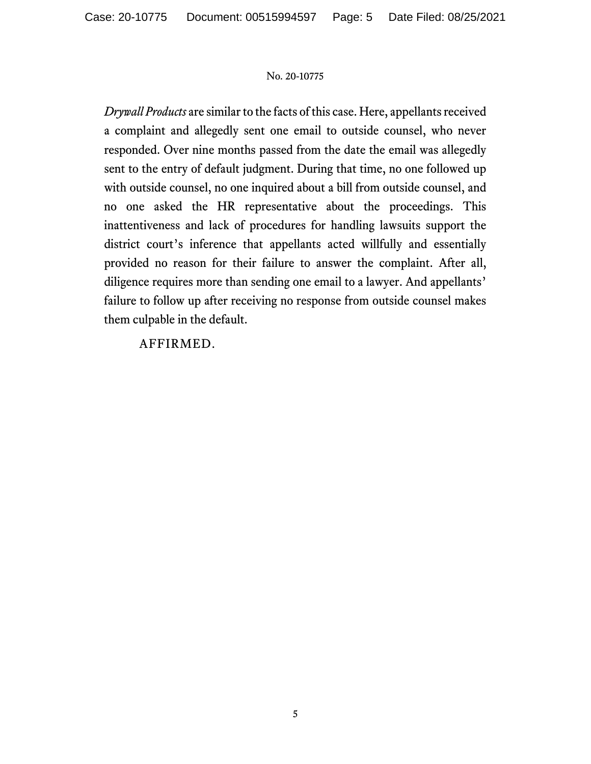*Drywall Products* are similar to the facts of this case. Here, appellants received a complaint and allegedly sent one email to outside counsel, who never responded. Over nine months passed from the date the email was allegedly sent to the entry of default judgment. During that time, no one followed up with outside counsel, no one inquired about a bill from outside counsel, and no one asked the HR representative about the proceedings. This inattentiveness and lack of procedures for handling lawsuits support the district court's inference that appellants acted willfully and essentially provided no reason for their failure to answer the complaint. After all, diligence requires more than sending one email to a lawyer. And appellants' failure to follow up after receiving no response from outside counsel makes them culpable in the default.

AFFIRMED.